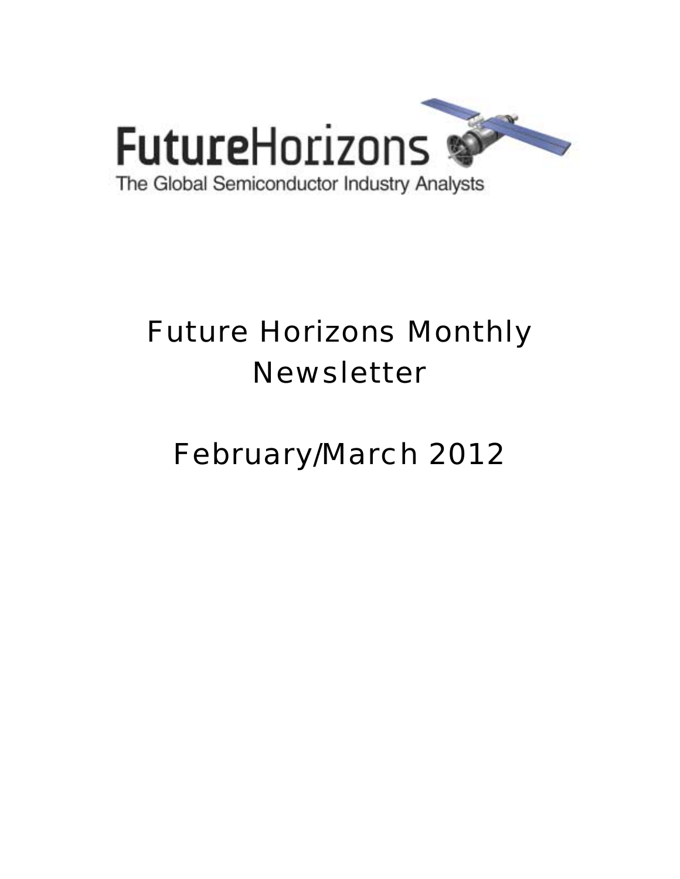FutureHorizons

The Global Semiconductor Industry Analysts

# Future Horizons Monthly Newsletter

# February/March 2012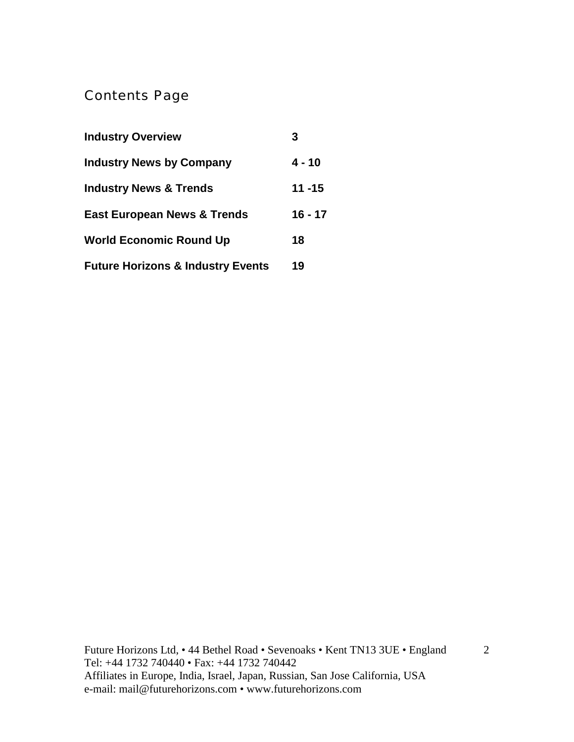# Contents Page

| | |
|---|---|
| **Industry Overview** | **3** |
| **Industry News by Company** | **4 - 10** |
| **Industry News & Trends** | **11 -15** |
| **East European News & Trends** | **16 - 17** |
| **World Economic Round Up** | **18** |
| **Future Horizons & Industry Events** | **19** |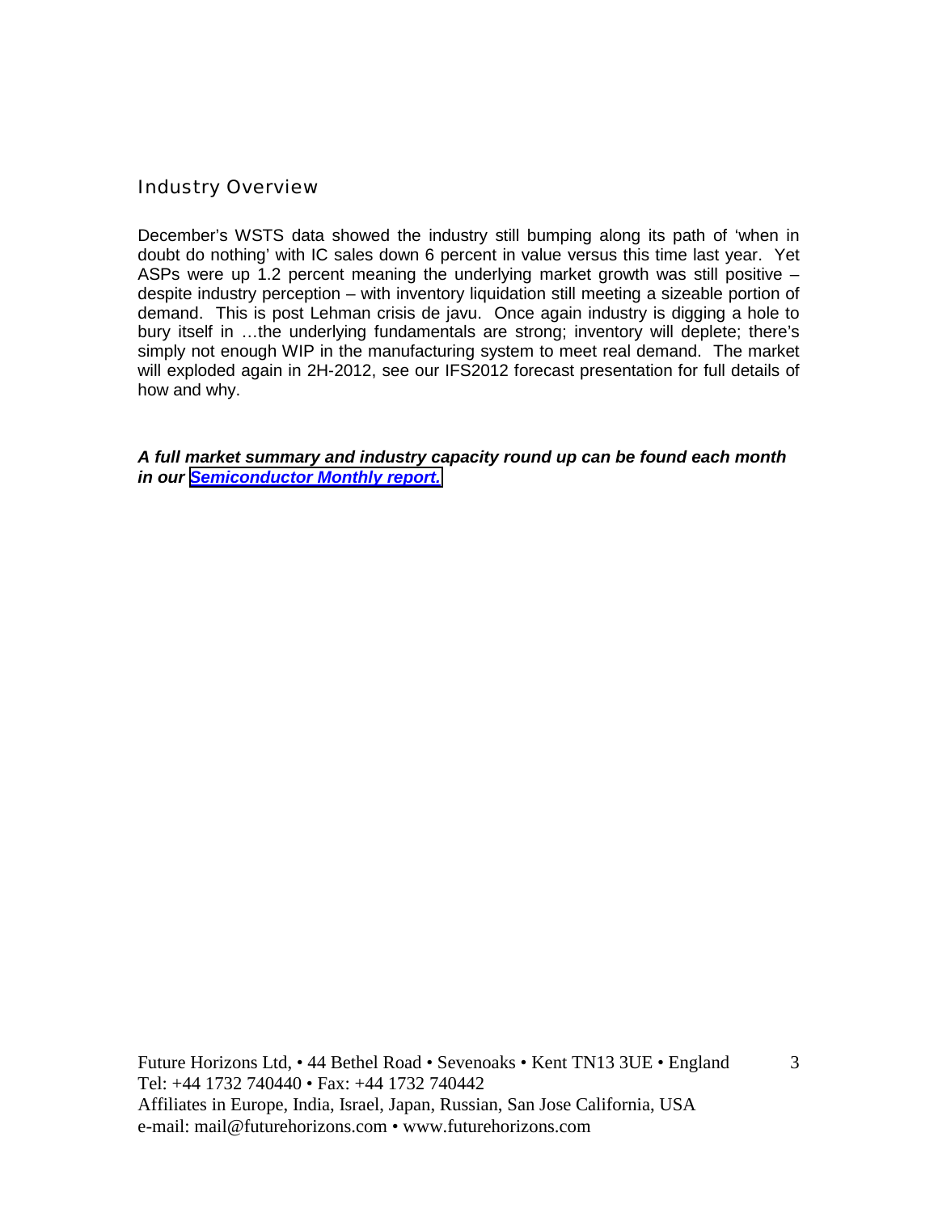## Industry Overview

December's WSTS data showed the industry still bumping along its path of 'when in doubt do nothing' with IC sales down 6 percent in value versus this time last year. Yet ASPs were up 1.2 percent meaning the underlying market growth was still positive – despite industry perception – with inventory liquidation still meeting a sizeable portion of demand. This is post Lehman crisis de javu. Once again industry is digging a hole to bury itself in …the underlying fundamentals are strong; inventory will deplete; there's simply not enough WIP in the manufacturing system to meet real demand. The market will exploded again in 2H-2012, see our IFS2012 forecast presentation for full details of how and why.

***A full market summary and industry capacity round up can be found each month in our Semiconductor Monthly report.***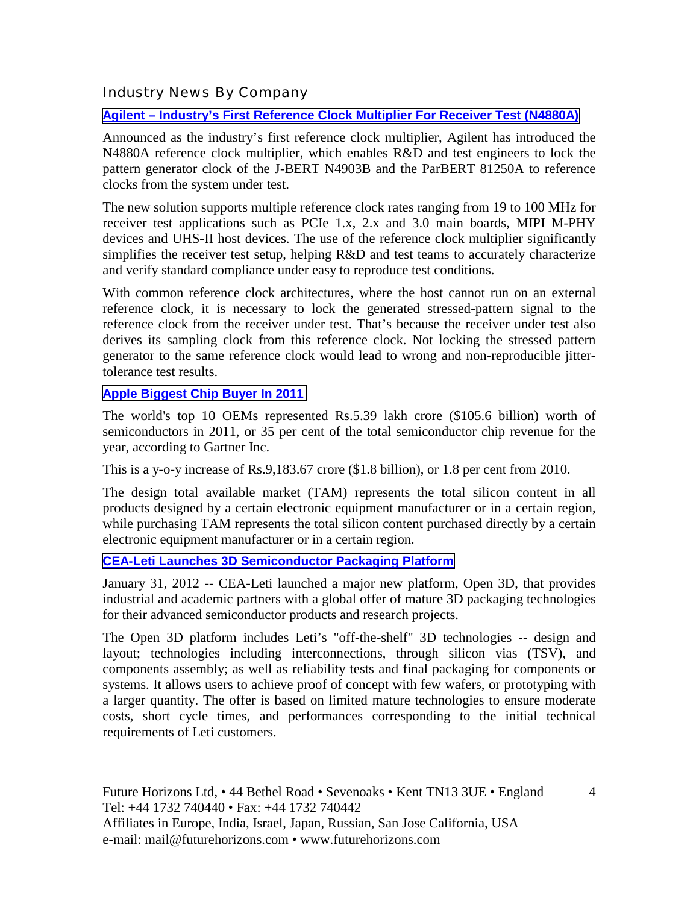## Industry News By Company

### Agilent – Industry's First Reference Clock Multiplier For Receiver Test (N4880A)

Announced as the industry's first reference clock multiplier, Agilent has introduced the N4880A reference clock multiplier, which enables R&D and test engineers to lock the pattern generator clock of the J-BERT N4903B and the ParBERT 81250A to reference clocks from the system under test.

The new solution supports multiple reference clock rates ranging from 19 to 100 MHz for receiver test applications such as PCIe 1.x, 2.x and 3.0 main boards, MIPI M-PHY devices and UHS-II host devices. The use of the reference clock multiplier significantly simplifies the receiver test setup, helping R&D and test teams to accurately characterize and verify standard compliance under easy to reproduce test conditions.

With common reference clock architectures, where the host cannot run on an external reference clock, it is necessary to lock the generated stressed-pattern signal to the reference clock from the receiver under test. That's because the receiver under test also derives its sampling clock from this reference clock. Not locking the stressed pattern generator to the same reference clock would lead to wrong and non-reproducible jitter-tolerance test results.

### Apple Biggest Chip Buyer In 2011

The world's top 10 OEMs represented Rs.5.39 lakh crore ($105.6 billion) worth of semiconductors in 2011, or 35 per cent of the total semiconductor chip revenue for the year, according to Gartner Inc.

This is a y-o-y increase of Rs.9,183.67 crore ($1.8 billion), or 1.8 per cent from 2010.

The design total available market (TAM) represents the total silicon content in all products designed by a certain electronic equipment manufacturer or in a certain region, while purchasing TAM represents the total silicon content purchased directly by a certain electronic equipment manufacturer or in a certain region.

### CEA-Leti Launches 3D Semiconductor Packaging Platform

January 31, 2012 -- CEA-Leti launched a major new platform, Open 3D, that provides industrial and academic partners with a global offer of mature 3D packaging technologies for their advanced semiconductor products and research projects.

The Open 3D platform includes Leti's "off-the-shelf" 3D technologies -- design and layout; technologies including interconnections, through silicon vias (TSV), and components assembly; as well as reliability tests and final packaging for components or systems. It allows users to achieve proof of concept with few wafers, or prototyping with a larger quantity. The offer is based on limited mature technologies to ensure moderate costs, short cycle times, and performances corresponding to the initial technical requirements of Leti customers.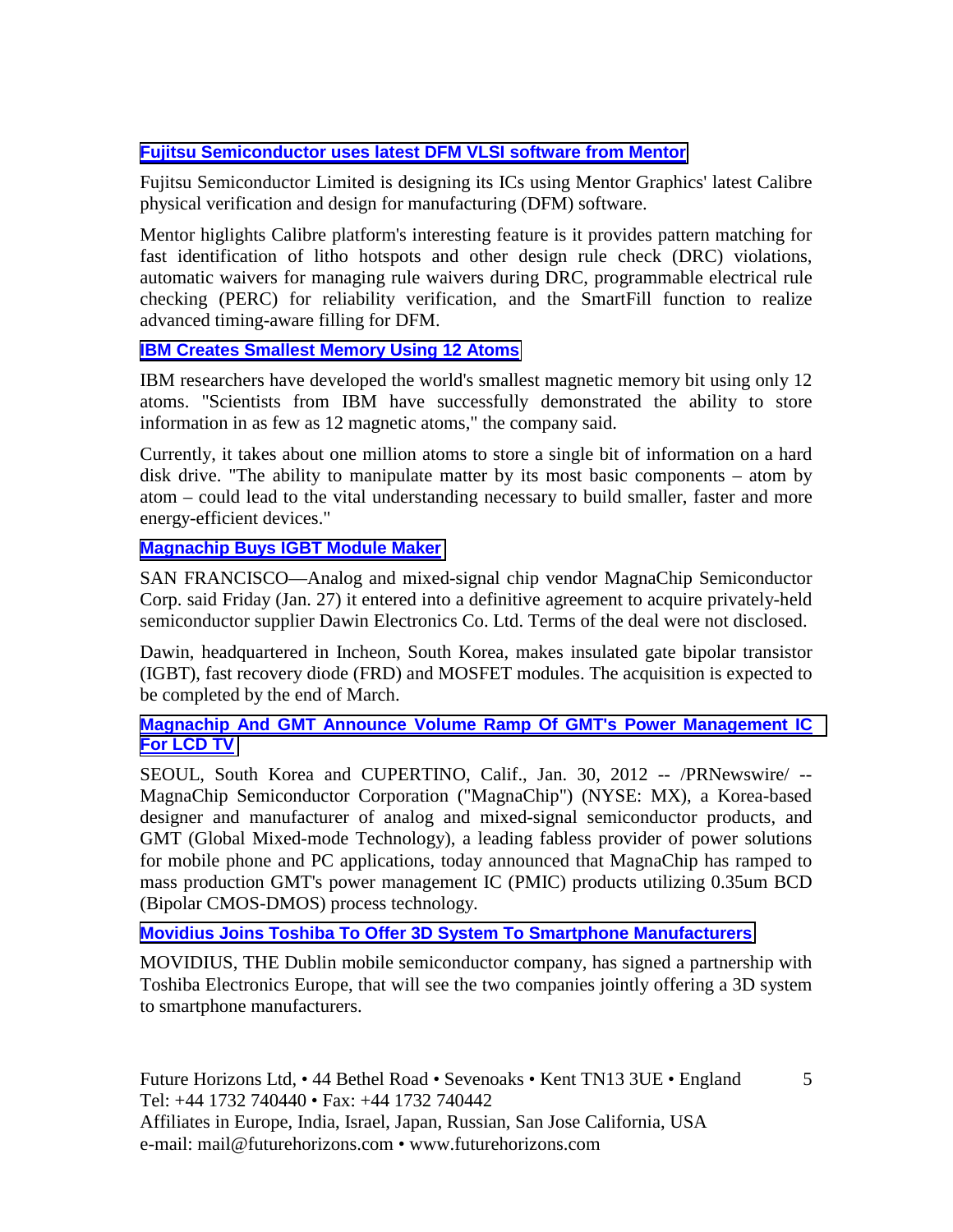### Fujitsu Semiconductor uses latest DFM VLSI software from Mentor

Fujitsu Semiconductor Limited is designing its ICs using Mentor Graphics' latest Calibre physical verification and design for manufacturing (DFM) software.

Mentor higlights Calibre platform's interesting feature is it provides pattern matching for fast identification of litho hotspots and other design rule check (DRC) violations, automatic waivers for managing rule waivers during DRC, programmable electrical rule checking (PERC) for reliability verification, and the SmartFill function to realize advanced timing-aware filling for DFM.

### IBM Creates Smallest Memory Using 12 Atoms

IBM researchers have developed the world's smallest magnetic memory bit using only 12 atoms. "Scientists from IBM have successfully demonstrated the ability to store information in as few as 12 magnetic atoms," the company said.

Currently, it takes about one million atoms to store a single bit of information on a hard disk drive. "The ability to manipulate matter by its most basic components – atom by atom – could lead to the vital understanding necessary to build smaller, faster and more energy-efficient devices."

### Magnachip Buys IGBT Module Maker

SAN FRANCISCO—Analog and mixed-signal chip vendor MagnaChip Semiconductor Corp. said Friday (Jan. 27) it entered into a definitive agreement to acquire privately-held semiconductor supplier Dawin Electronics Co. Ltd. Terms of the deal were not disclosed.

Dawin, headquartered in Incheon, South Korea, makes insulated gate bipolar transistor (IGBT), fast recovery diode (FRD) and MOSFET modules. The acquisition is expected to be completed by the end of March.

### Magnachip And GMT Announce Volume Ramp Of GMT's Power Management IC For LCD TV

SEOUL, South Korea and CUPERTINO, Calif., Jan. 30, 2012 -- /PRNewswire/ -- MagnaChip Semiconductor Corporation ("MagnaChip") (NYSE: MX), a Korea-based designer and manufacturer of analog and mixed-signal semiconductor products, and GMT (Global Mixed-mode Technology), a leading fabless provider of power solutions for mobile phone and PC applications, today announced that MagnaChip has ramped to mass production GMT's power management IC (PMIC) products utilizing 0.35um BCD (Bipolar CMOS-DMOS) process technology.

### Movidius Joins Toshiba To Offer 3D System To Smartphone Manufacturers

MOVIDIUS, THE Dublin mobile semiconductor company, has signed a partnership with Toshiba Electronics Europe, that will see the two companies jointly offering a 3D system to smartphone manufacturers.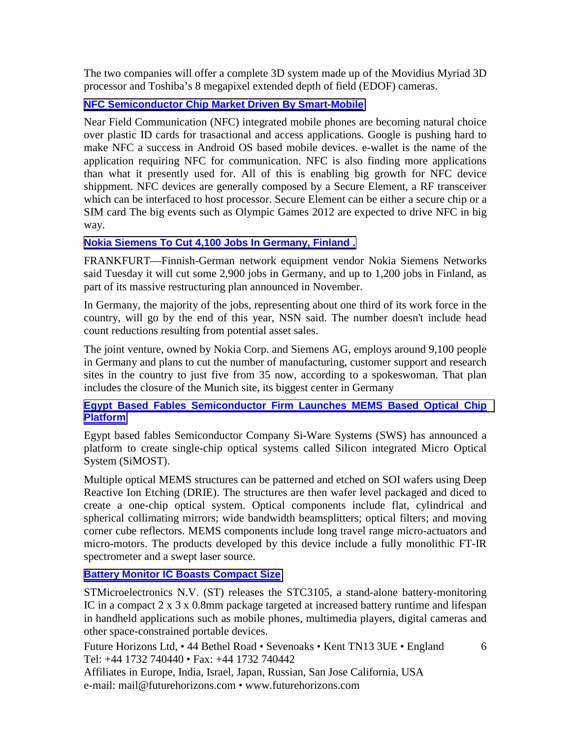The two companies will offer a complete 3D system made up of the Movidius Myriad 3D processor and Toshiba's 8 megapixel extended depth of field (EDOF) cameras.

### NFC Semiconductor Chip Market Driven By Smart-Mobile

Near Field Communication (NFC) integrated mobile phones are becoming natural choice over plastic ID cards for trasactional and access applications. Google is pushing hard to make NFC a success in Android OS based mobile devices. e-wallet is the name of the application requiring NFC for communication. NFC is also finding more applications than what it presently used for. All of this is enabling big growth for NFC device shippment. NFC devices are generally composed by a Secure Element, a RF transceiver which can be interfaced to host processor. Secure Element can be either a secure chip or a SIM card The big events such as Olympic Games 2012 are expected to drive NFC in big way.

### Nokia Siemens To Cut 4,100 Jobs In Germany, Finland .

FRANKFURT—Finnish-German network equipment vendor Nokia Siemens Networks said Tuesday it will cut some 2,900 jobs in Germany, and up to 1,200 jobs in Finland, as part of its massive restructuring plan announced in November.

In Germany, the majority of the jobs, representing about one third of its work force in the country, will go by the end of this year, NSN said. The number doesn't include head count reductions resulting from potential asset sales.

The joint venture, owned by Nokia Corp. and Siemens AG, employs around 9,100 people in Germany and plans to cut the number of manufacturing, customer support and research sites in the country to just five from 35 now, according to a spokeswoman. That plan includes the closure of the Munich site, its biggest center in Germany

### Egypt Based Fables Semiconductor Firm Launches MEMS Based Optical Chip Platform

Egypt based fables Semiconductor Company Si-Ware Systems (SWS) has announced a platform to create single-chip optical systems called Silicon integrated Micro Optical System (SiMOST).

Multiple optical MEMS structures can be patterned and etched on SOI wafers using Deep Reactive Ion Etching (DRIE). The structures are then wafer level packaged and diced to create a one-chip optical system. Optical components include flat, cylindrical and spherical collimating mirrors; wide bandwidth beamsplitters; optical filters; and moving corner cube reflectors. MEMS components include long travel range micro-actuators and micro-motors. The products developed by this device include a fully monolithic FT-IR spectrometer and a swept laser source.

### Battery Monitor IC Boasts Compact Size

STMicroelectronics N.V. (ST) releases the STC3105, a stand-alone battery-monitoring IC in a compact 2 x 3 x 0.8mm package targeted at increased battery runtime and lifespan in handheld applications such as mobile phones, multimedia players, digital cameras and other space-constrained portable devices.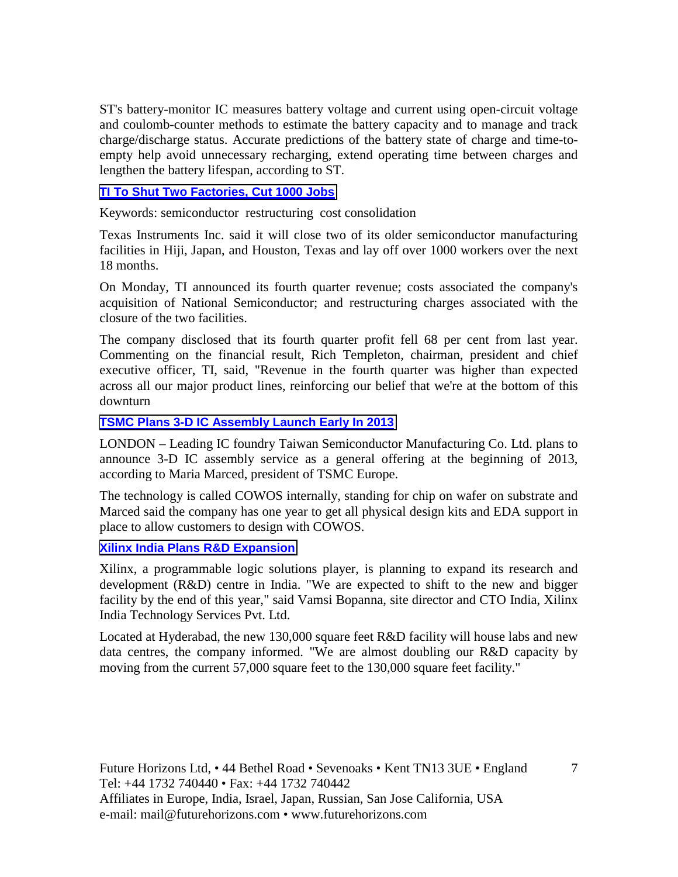ST's battery-monitor IC measures battery voltage and current using open-circuit voltage and coulomb-counter methods to estimate the battery capacity and to manage and track charge/discharge status. Accurate predictions of the battery state of charge and time-to-empty help avoid unnecessary recharging, extend operating time between charges and lengthen the battery lifespan, according to ST.

### TI To Shut Two Factories, Cut 1000 Jobs

Keywords: semiconductor restructuring cost consolidation

Texas Instruments Inc. said it will close two of its older semiconductor manufacturing facilities in Hiji, Japan, and Houston, Texas and lay off over 1000 workers over the next 18 months.

On Monday, TI announced its fourth quarter revenue; costs associated the company's acquisition of National Semiconductor; and restructuring charges associated with the closure of the two facilities.

The company disclosed that its fourth quarter profit fell 68 per cent from last year. Commenting on the financial result, Rich Templeton, chairman, president and chief executive officer, TI, said, "Revenue in the fourth quarter was higher than expected across all our major product lines, reinforcing our belief that we're at the bottom of this downturn

### TSMC Plans 3-D IC Assembly Launch Early In 2013

LONDON – Leading IC foundry Taiwan Semiconductor Manufacturing Co. Ltd. plans to announce 3-D IC assembly service as a general offering at the beginning of 2013, according to Maria Marced, president of TSMC Europe.

The technology is called COWOS internally, standing for chip on wafer on substrate and Marced said the company has one year to get all physical design kits and EDA support in place to allow customers to design with COWOS.

### Xilinx India Plans R&D Expansion

Xilinx, a programmable logic solutions player, is planning to expand its research and development (R&D) centre in India. "We are expected to shift to the new and bigger facility by the end of this year," said Vamsi Bopanna, site director and CTO India, Xilinx India Technology Services Pvt. Ltd.

Located at Hyderabad, the new 130,000 square feet R&D facility will house labs and new data centres, the company informed. "We are almost doubling our R&D capacity by moving from the current 57,000 square feet to the 130,000 square feet facility."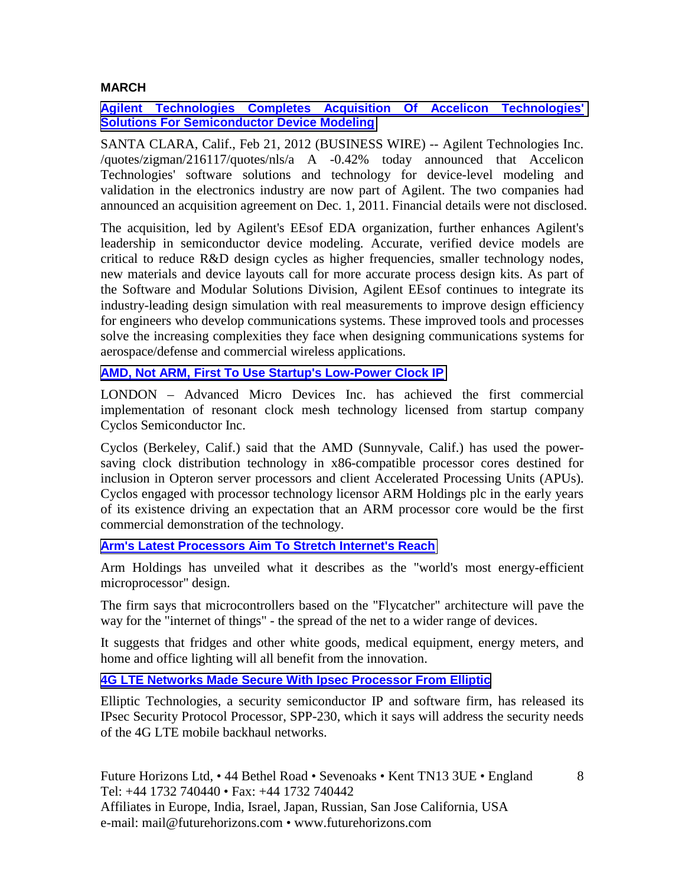**MARCH**

**Agilent Technologies Completes Acquisition Of Accelicon Technologies' Solutions For Semiconductor Device Modeling**

SANTA CLARA, Calif., Feb 21, 2012 (BUSINESS WIRE) -- Agilent Technologies Inc. /quotes/zigman/216117/quotes/nls/a A -0.42% today announced that Accelicon Technologies' software solutions and technology for device-level modeling and validation in the electronics industry are now part of Agilent. The two companies had announced an acquisition agreement on Dec. 1, 2011. Financial details were not disclosed.

The acquisition, led by Agilent's EEsof EDA organization, further enhances Agilent's leadership in semiconductor device modeling. Accurate, verified device models are critical to reduce R&D design cycles as higher frequencies, smaller technology nodes, new materials and device layouts call for more accurate process design kits. As part of the Software and Modular Solutions Division, Agilent EEsof continues to integrate its industry-leading design simulation with real measurements to improve design efficiency for engineers who develop communications systems. These improved tools and processes solve the increasing complexities they face when designing communications systems for aerospace/defense and commercial wireless applications.

**AMD, Not ARM, First To Use Startup's Low-Power Clock IP**

LONDON – Advanced Micro Devices Inc. has achieved the first commercial implementation of resonant clock mesh technology licensed from startup company Cyclos Semiconductor Inc.

Cyclos (Berkeley, Calif.) said that the AMD (Sunnyvale, Calif.) has used the power-saving clock distribution technology in x86-compatible processor cores destined for inclusion in Opteron server processors and client Accelerated Processing Units (APUs). Cyclos engaged with processor technology licensor ARM Holdings plc in the early years of its existence driving an expectation that an ARM processor core would be the first commercial demonstration of the technology.

**Arm's Latest Processors Aim To Stretch Internet's Reach**

Arm Holdings has unveiled what it describes as the "world's most energy-efficient microprocessor" design.

The firm says that microcontrollers based on the "Flycatcher" architecture will pave the way for the "internet of things" - the spread of the net to a wider range of devices.

It suggests that fridges and other white goods, medical equipment, energy meters, and home and office lighting will all benefit from the innovation.

**4G LTE Networks Made Secure With Ipsec Processor From Elliptic**

Elliptic Technologies, a security semiconductor IP and software firm, has released its IPsec Security Protocol Processor, SPP-230, which it says will address the security needs of the 4G LTE mobile backhaul networks.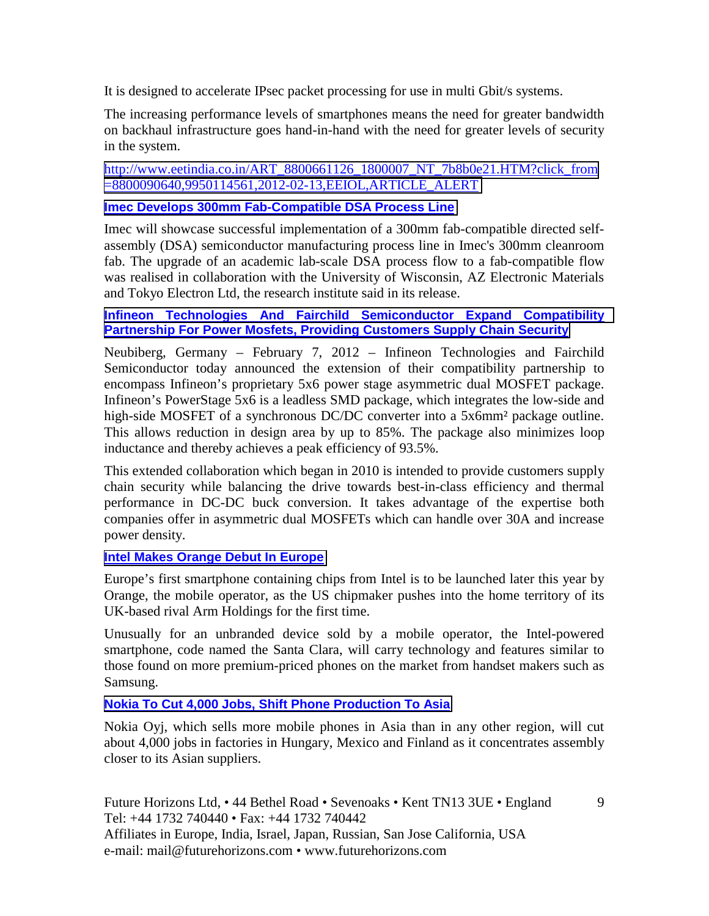It is designed to accelerate IPsec packet processing for use in multi Gbit/s systems.

The increasing performance levels of smartphones means the need for greater bandwidth on backhaul infrastructure goes hand-in-hand with the need for greater levels of security in the system.

http://www.eetindia.co.in/ART_8800661126_1800007_NT_7b8b0e21.HTM?click_from=8800090640,9950114561,2012-02-13,EEIOL,ARTICLE_ALERT

**Imec Develops 300mm Fab-Compatible DSA Process Line**

Imec will showcase successful implementation of a 300mm fab-compatible directed self-assembly (DSA) semiconductor manufacturing process line in Imec's 300mm cleanroom fab. The upgrade of an academic lab-scale DSA process flow to a fab-compatible flow was realised in collaboration with the University of Wisconsin, AZ Electronic Materials and Tokyo Electron Ltd, the research institute said in its release.

**Infineon Technologies And Fairchild Semiconductor Expand Compatibility Partnership For Power Mosfets, Providing Customers Supply Chain Security**

Neubiberg, Germany – February 7, 2012 – Infineon Technologies and Fairchild Semiconductor today announced the extension of their compatibility partnership to encompass Infineon's proprietary 5x6 power stage asymmetric dual MOSFET package. Infineon's PowerStage 5x6 is a leadless SMD package, which integrates the low-side and high-side MOSFET of a synchronous DC/DC converter into a 5x6mm² package outline. This allows reduction in design area by up to 85%. The package also minimizes loop inductance and thereby achieves a peak efficiency of 93.5%.

This extended collaboration which began in 2010 is intended to provide customers supply chain security while balancing the drive towards best-in-class efficiency and thermal performance in DC-DC buck conversion. It takes advantage of the expertise both companies offer in asymmetric dual MOSFETs which can handle over 30A and increase power density.

**Intel Makes Orange Debut In Europe**

Europe's first smartphone containing chips from Intel is to be launched later this year by Orange, the mobile operator, as the US chipmaker pushes into the home territory of its UK-based rival Arm Holdings for the first time.

Unusually for an unbranded device sold by a mobile operator, the Intel-powered smartphone, code named the Santa Clara, will carry technology and features similar to those found on more premium-priced phones on the market from handset makers such as Samsung.

**Nokia To Cut 4,000 Jobs, Shift Phone Production To Asia**

Nokia Oyj, which sells more mobile phones in Asia than in any other region, will cut about 4,000 jobs in factories in Hungary, Mexico and Finland as it concentrates assembly closer to its Asian suppliers.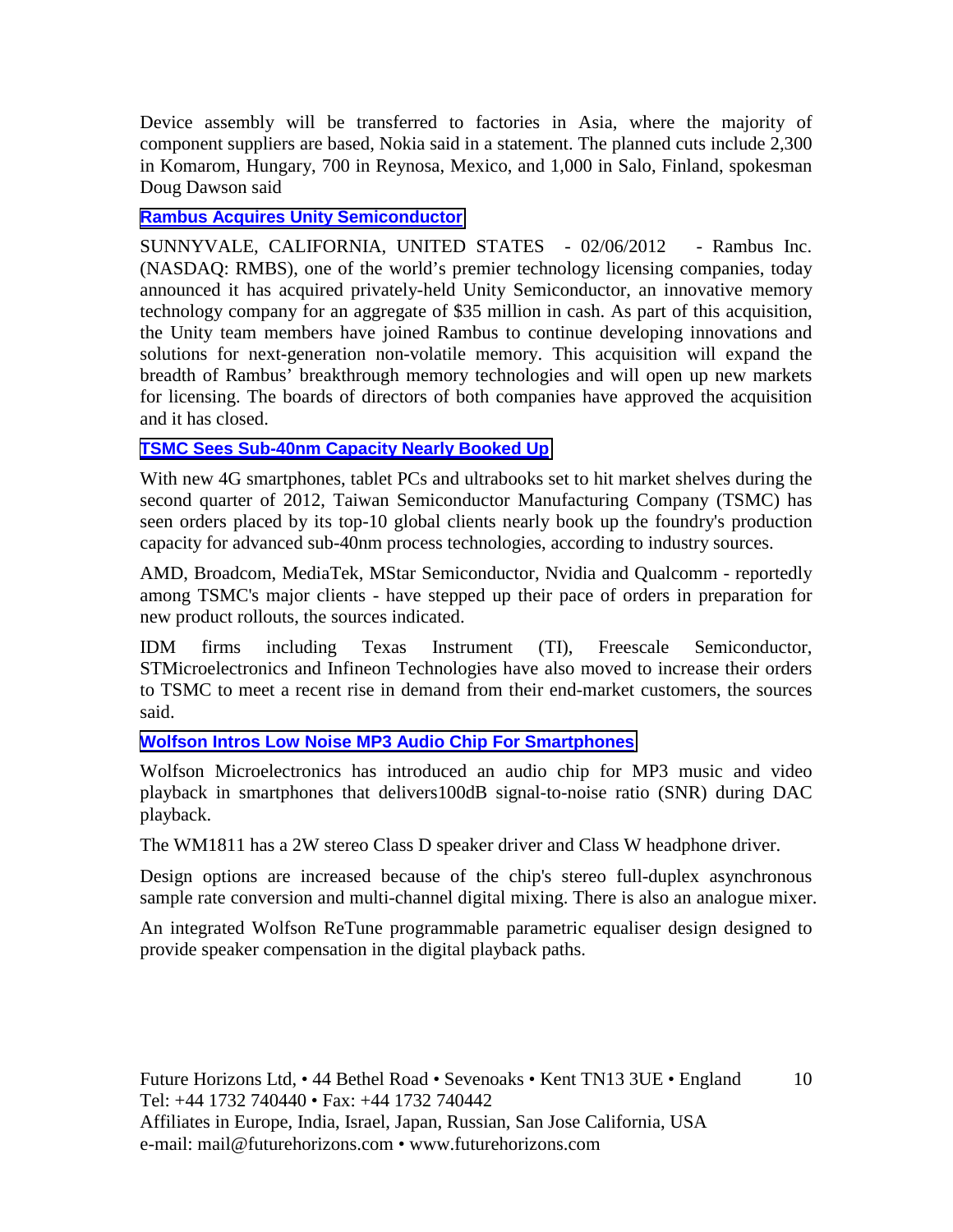Device assembly will be transferred to factories in Asia, where the majority of component suppliers are based, Nokia said in a statement. The planned cuts include 2,300 in Komarom, Hungary, 700 in Reynosa, Mexico, and 1,000 in Salo, Finland, spokesman Doug Dawson said

### Rambus Acquires Unity Semiconductor

SUNNYVALE, CALIFORNIA, UNITED STATES - 02/06/2012 - Rambus Inc. (NASDAQ: RMBS), one of the world's premier technology licensing companies, today announced it has acquired privately-held Unity Semiconductor, an innovative memory technology company for an aggregate of $35 million in cash. As part of this acquisition, the Unity team members have joined Rambus to continue developing innovations and solutions for next-generation non-volatile memory. This acquisition will expand the breadth of Rambus' breakthrough memory technologies and will open up new markets for licensing. The boards of directors of both companies have approved the acquisition and it has closed.

### TSMC Sees Sub-40nm Capacity Nearly Booked Up

With new 4G smartphones, tablet PCs and ultrabooks set to hit market shelves during the second quarter of 2012, Taiwan Semiconductor Manufacturing Company (TSMC) has seen orders placed by its top-10 global clients nearly book up the foundry's production capacity for advanced sub-40nm process technologies, according to industry sources.

AMD, Broadcom, MediaTek, MStar Semiconductor, Nvidia and Qualcomm - reportedly among TSMC's major clients - have stepped up their pace of orders in preparation for new product rollouts, the sources indicated.

IDM firms including Texas Instrument (TI), Freescale Semiconductor, STMicroelectronics and Infineon Technologies have also moved to increase their orders to TSMC to meet a recent rise in demand from their end-market customers, the sources said.

### Wolfson Intros Low Noise MP3 Audio Chip For Smartphones

Wolfson Microelectronics has introduced an audio chip for MP3 music and video playback in smartphones that delivers100dB signal-to-noise ratio (SNR) during DAC playback.

The WM1811 has a 2W stereo Class D speaker driver and Class W headphone driver.

Design options are increased because of the chip's stereo full-duplex asynchronous sample rate conversion and multi-channel digital mixing. There is also an analogue mixer.

An integrated Wolfson ReTune programmable parametric equaliser design designed to provide speaker compensation in the digital playback paths.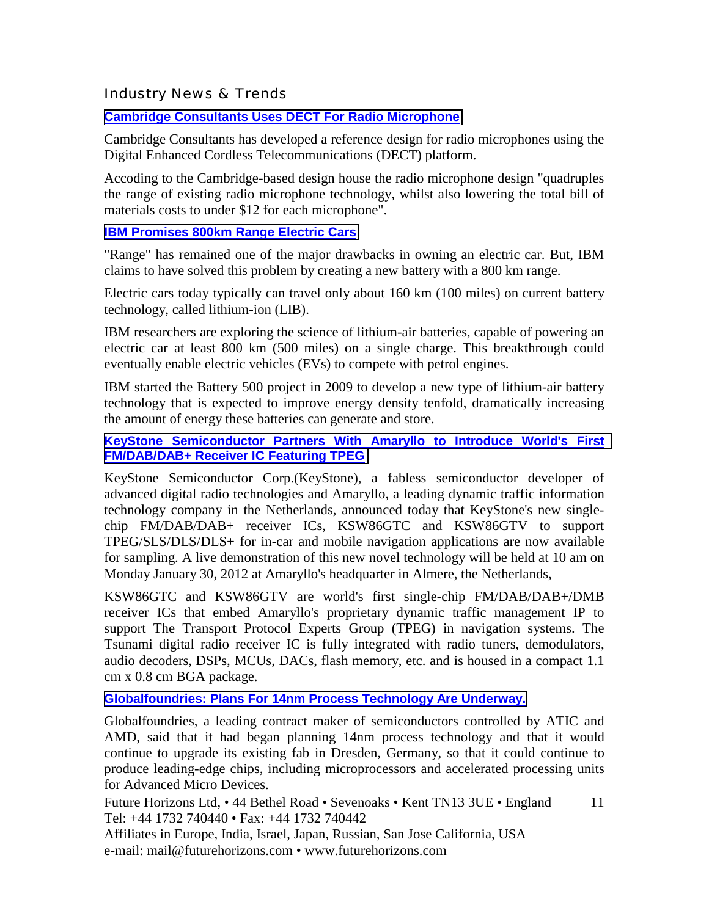## Industry News & Trends

### Cambridge Consultants Uses DECT For Radio Microphone

Cambridge Consultants has developed a reference design for radio microphones using the Digital Enhanced Cordless Telecommunications (DECT) platform.

Accoding to the Cambridge-based design house the radio microphone design "quadruples the range of existing radio microphone technology, whilst also lowering the total bill of materials costs to under $12 for each microphone".

### IBM Promises 800km Range Electric Cars

"Range" has remained one of the major drawbacks in owning an electric car. But, IBM claims to have solved this problem by creating a new battery with a 800 km range.

Electric cars today typically can travel only about 160 km (100 miles) on current battery technology, called lithium-ion (LIB).

IBM researchers are exploring the science of lithium-air batteries, capable of powering an electric car at least 800 km (500 miles) on a single charge. This breakthrough could eventually enable electric vehicles (EVs) to compete with petrol engines.

IBM started the Battery 500 project in 2009 to develop a new type of lithium-air battery technology that is expected to improve energy density tenfold, dramatically increasing the amount of energy these batteries can generate and store.

### KeyStone Semiconductor Partners With Amaryllo to Introduce World's First FM/DAB/DAB+ Receiver IC Featuring TPEG

KeyStone Semiconductor Corp.(KeyStone), a fabless semiconductor developer of advanced digital radio technologies and Amaryllo, a leading dynamic traffic information technology company in the Netherlands, announced today that KeyStone's new single-chip FM/DAB/DAB+ receiver ICs, KSW86GTC and KSW86GTV to support TPEG/SLS/DLS/DLS+ for in-car and mobile navigation applications are now available for sampling. A live demonstration of this new novel technology will be held at 10 am on Monday January 30, 2012 at Amaryllo's headquarter in Almere, the Netherlands,

KSW86GTC and KSW86GTV are world's first single-chip FM/DAB/DAB+/DMB receiver ICs that embed Amaryllo's proprietary dynamic traffic management IP to support The Transport Protocol Experts Group (TPEG) in navigation systems. The Tsunami digital radio receiver IC is fully integrated with radio tuners, demodulators, audio decoders, DSPs, MCUs, DACs, flash memory, etc. and is housed in a compact 1.1 cm x 0.8 cm BGA package.

### Globalfoundries: Plans For 14nm Process Technology Are Underway.

Globalfoundries, a leading contract maker of semiconductors controlled by ATIC and AMD, said that it had began planning 14nm process technology and that it would continue to upgrade its existing fab in Dresden, Germany, so that it could continue to produce leading-edge chips, including microprocessors and accelerated processing units for Advanced Micro Devices.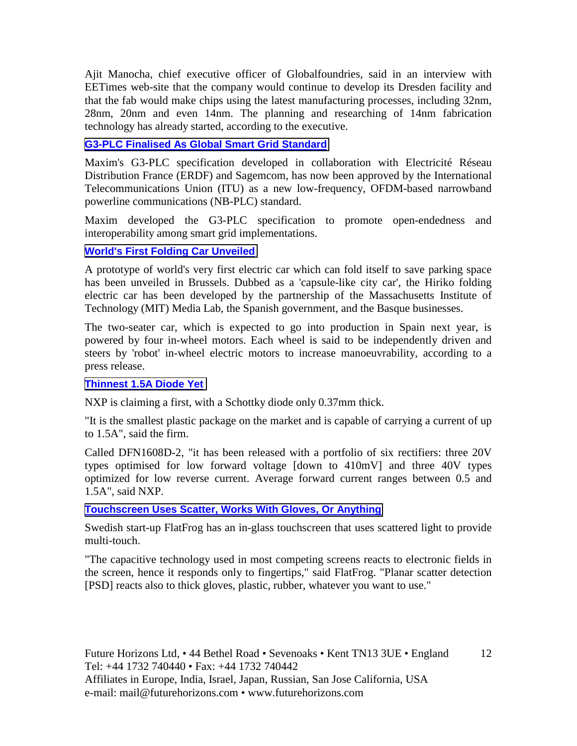Ajit Manocha, chief executive officer of Globalfoundries, said in an interview with EETimes web-site that the company would continue to develop its Dresden facility and that the fab would make chips using the latest manufacturing processes, including 32nm, 28nm, 20nm and even 14nm. The planning and researching of 14nm fabrication technology has already started, according to the executive.

### G3-PLC Finalised As Global Smart Grid Standard

Maxim's G3-PLC specification developed in collaboration with Electricité Réseau Distribution France (ERDF) and Sagemcom, has now been approved by the International Telecommunications Union (ITU) as a new low-frequency, OFDM-based narrowband powerline communications (NB-PLC) standard.

Maxim developed the G3-PLC specification to promote open-endedness and interoperability among smart grid implementations.

### World's First Folding Car Unveiled

A prototype of world's very first electric car which can fold itself to save parking space has been unveiled in Brussels. Dubbed as a 'capsule-like city car', the Hiriko folding electric car has been developed by the partnership of the Massachusetts Institute of Technology (MIT) Media Lab, the Spanish government, and the Basque businesses.

The two-seater car, which is expected to go into production in Spain next year, is powered by four in-wheel motors. Each wheel is said to be independently driven and steers by 'robot' in-wheel electric motors to increase manoeuvrability, according to a press release.

### Thinnest 1.5A Diode Yet

NXP is claiming a first, with a Schottky diode only 0.37mm thick.

"It is the smallest plastic package on the market and is capable of carrying a current of up to 1.5A", said the firm.

Called DFN1608D-2, "it has been released with a portfolio of six rectifiers: three 20V types optimised for low forward voltage [down to 410mV] and three 40V types optimized for low reverse current. Average forward current ranges between 0.5 and 1.5A", said NXP.

### Touchscreen Uses Scatter, Works With Gloves, Or Anything

Swedish start-up FlatFrog has an in-glass touchscreen that uses scattered light to provide multi-touch.

"The capacitive technology used in most competing screens reacts to electronic fields in the screen, hence it responds only to fingertips," said FlatFrog. "Planar scatter detection [PSD] reacts also to thick gloves, plastic, rubber, whatever you want to use."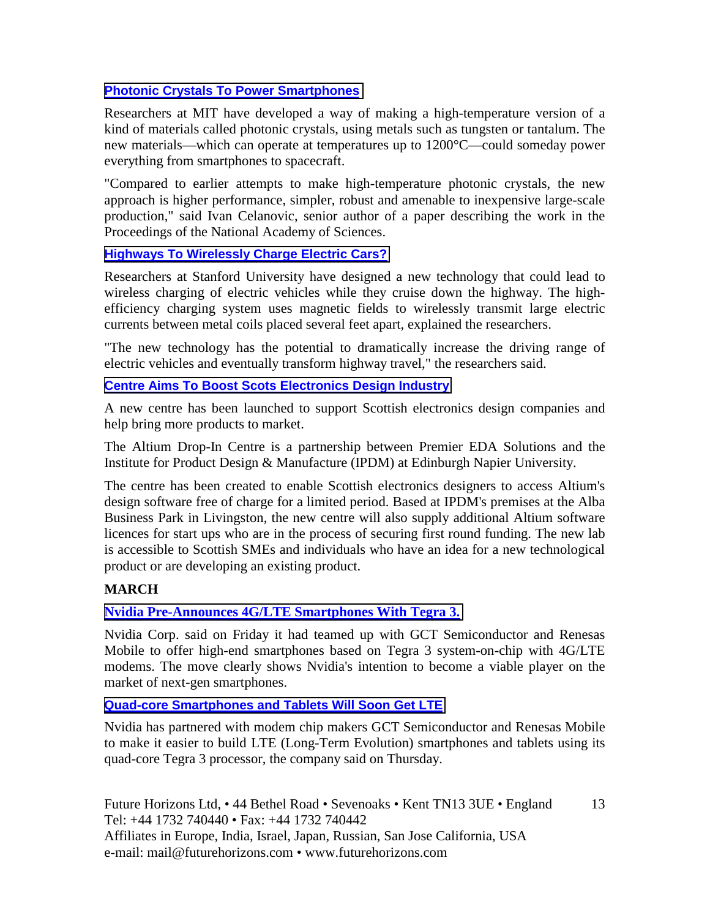**[Photonic Crystals To Power Smartphones](#)**

Researchers at MIT have developed a way of making a high-temperature version of a kind of materials called photonic crystals, using metals such as tungsten or tantalum. The new materials—which can operate at temperatures up to 1200°C—could someday power everything from smartphones to spacecraft.

"Compared to earlier attempts to make high-temperature photonic crystals, the new approach is higher performance, simpler, robust and amenable to inexpensive large-scale production," said Ivan Celanovic, senior author of a paper describing the work in the Proceedings of the National Academy of Sciences.

**[Highways To Wirelessly Charge Electric Cars?](#)**

Researchers at Stanford University have designed a new technology that could lead to wireless charging of electric vehicles while they cruise down the highway. The high-efficiency charging system uses magnetic fields to wirelessly transmit large electric currents between metal coils placed several feet apart, explained the researchers.

"The new technology has the potential to dramatically increase the driving range of electric vehicles and eventually transform highway travel," the researchers said.

**[Centre Aims To Boost Scots Electronics Design Industry](#)**

A new centre has been launched to support Scottish electronics design companies and help bring more products to market.

The Altium Drop-In Centre is a partnership between Premier EDA Solutions and the Institute for Product Design & Manufacture (IPDM) at Edinburgh Napier University.

The centre has been created to enable Scottish electronics designers to access Altium's design software free of charge for a limited period. Based at IPDM's premises at the Alba Business Park in Livingston, the new centre will also supply additional Altium software licences for start ups who are in the process of securing first round funding. The new lab is accessible to Scottish SMEs and individuals who have an idea for a new technological product or are developing an existing product.

**MARCH**

**[Nvidia Pre-Announces 4G/LTE Smartphones With Tegra 3.](#)**

Nvidia Corp. said on Friday it had teamed up with GCT Semiconductor and Renesas Mobile to offer high-end smartphones based on Tegra 3 system-on-chip with 4G/LTE modems. The move clearly shows Nvidia's intention to become a viable player on the market of next-gen smartphones.

**[Quad-core Smartphones and Tablets Will Soon Get LTE](#)**

Nvidia has partnered with modem chip makers GCT Semiconductor and Renesas Mobile to make it easier to build LTE (Long-Term Evolution) smartphones and tablets using its quad-core Tegra 3 processor, the company said on Thursday.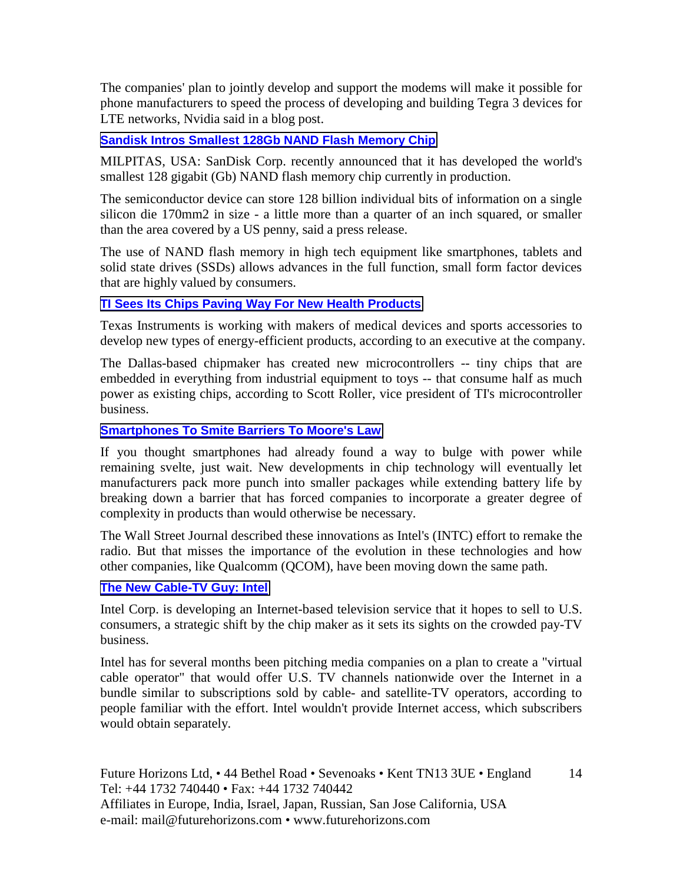The companies' plan to jointly develop and support the modems will make it possible for phone manufacturers to speed the process of developing and building Tegra 3 devices for LTE networks, Nvidia said in a blog post.

### Sandisk Intros Smallest 128Gb NAND Flash Memory Chip

MILPITAS, USA: SanDisk Corp. recently announced that it has developed the world's smallest 128 gigabit (Gb) NAND flash memory chip currently in production.

The semiconductor device can store 128 billion individual bits of information on a single silicon die 170mm2 in size - a little more than a quarter of an inch squared, or smaller than the area covered by a US penny, said a press release.

The use of NAND flash memory in high tech equipment like smartphones, tablets and solid state drives (SSDs) allows advances in the full function, small form factor devices that are highly valued by consumers.

### TI Sees Its Chips Paving Way For New Health Products

Texas Instruments is working with makers of medical devices and sports accessories to develop new types of energy-efficient products, according to an executive at the company.

The Dallas-based chipmaker has created new microcontrollers -- tiny chips that are embedded in everything from industrial equipment to toys -- that consume half as much power as existing chips, according to Scott Roller, vice president of TI's microcontroller business.

### Smartphones To Smite Barriers To Moore's Law

If you thought smartphones had already found a way to bulge with power while remaining svelte, just wait. New developments in chip technology will eventually let manufacturers pack more punch into smaller packages while extending battery life by breaking down a barrier that has forced companies to incorporate a greater degree of complexity in products than would otherwise be necessary.

The Wall Street Journal described these innovations as Intel's (INTC) effort to remake the radio. But that misses the importance of the evolution in these technologies and how other companies, like Qualcomm (QCOM), have been moving down the same path.

### The New Cable-TV Guy: Intel

Intel Corp. is developing an Internet-based television service that it hopes to sell to U.S. consumers, a strategic shift by the chip maker as it sets its sights on the crowded pay-TV business.

Intel has for several months been pitching media companies on a plan to create a "virtual cable operator" that would offer U.S. TV channels nationwide over the Internet in a bundle similar to subscriptions sold by cable- and satellite-TV operators, according to people familiar with the effort. Intel wouldn't provide Internet access, which subscribers would obtain separately.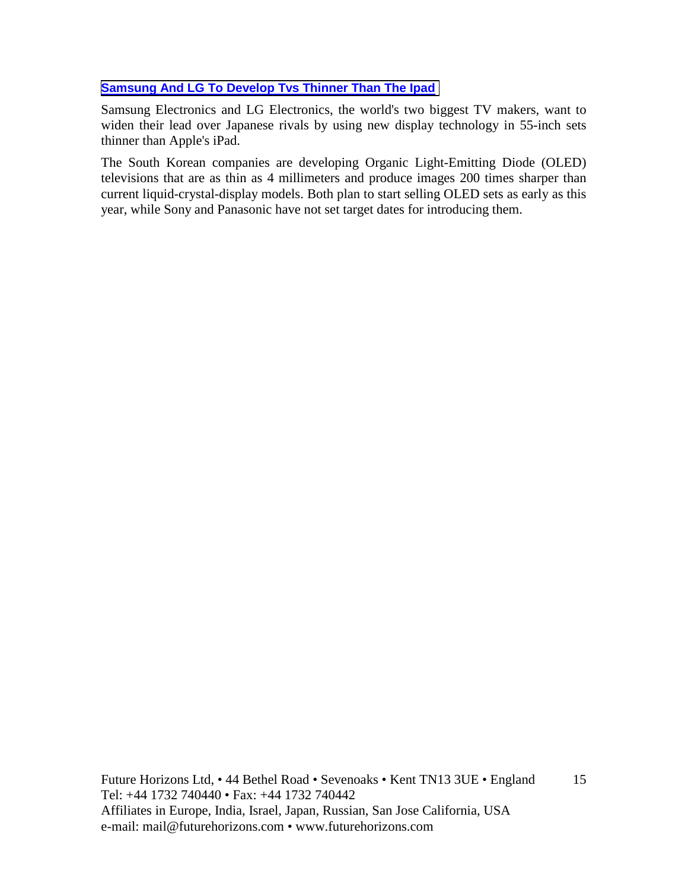### Samsung And LG To Develop Tvs Thinner Than The Ipad

Samsung Electronics and LG Electronics, the world's two biggest TV makers, want to widen their lead over Japanese rivals by using new display technology in 55-inch sets thinner than Apple's iPad.

The South Korean companies are developing Organic Light-Emitting Diode (OLED) televisions that are as thin as 4 millimeters and produce images 200 times sharper than current liquid-crystal-display models. Both plan to start selling OLED sets as early as this year, while Sony and Panasonic have not set target dates for introducing them.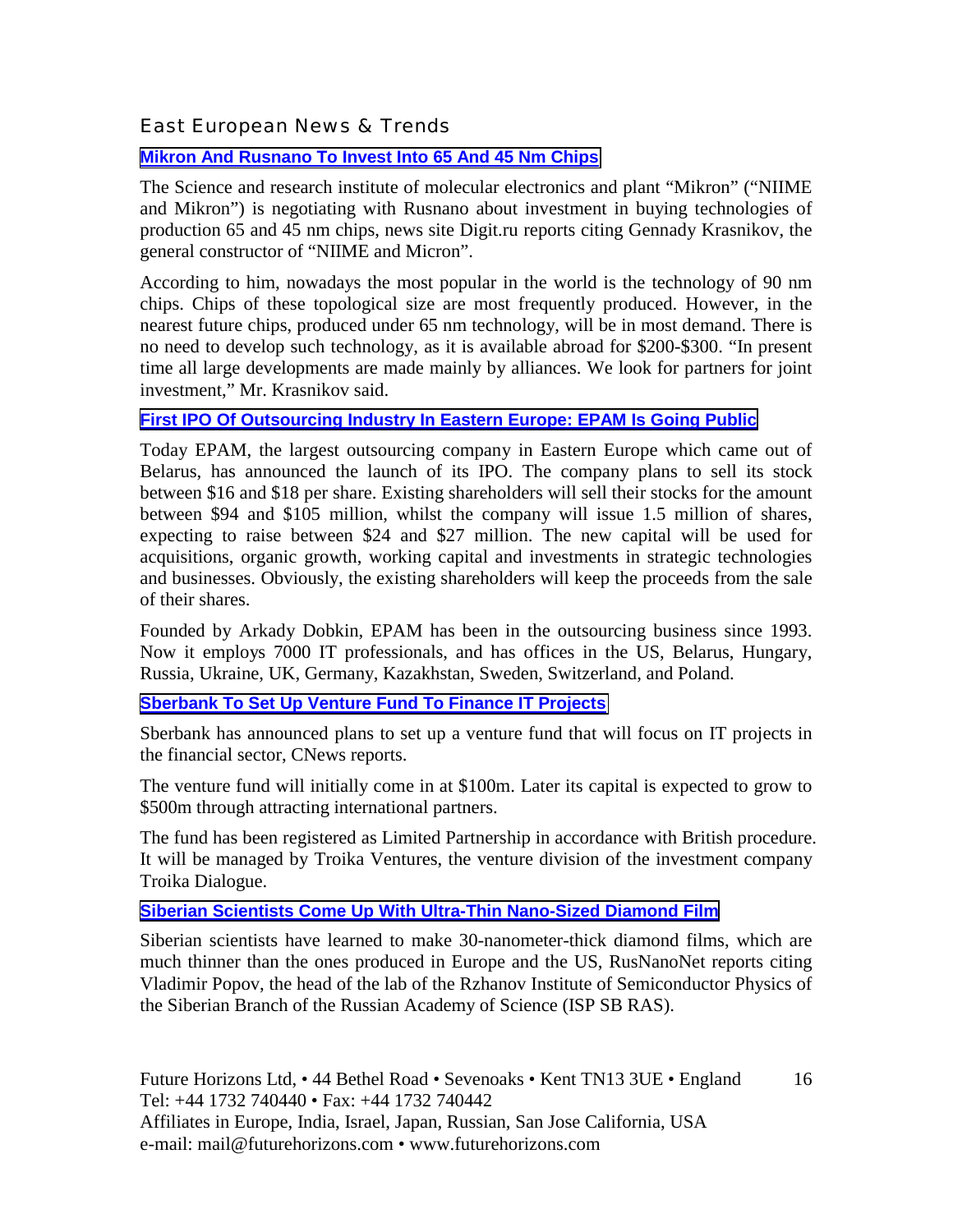## East European News & Trends

### Mikron And Rusnano To Invest Into 65 And 45 Nm Chips

The Science and research institute of molecular electronics and plant "Mikron" ("NIIME and Mikron") is negotiating with Rusnano about investment in buying technologies of production 65 and 45 nm chips, news site Digit.ru reports citing Gennady Krasnikov, the general constructor of "NIIME and Micron".

According to him, nowadays the most popular in the world is the technology of 90 nm chips. Chips of these topological size are most frequently produced. However, in the nearest future chips, produced under 65 nm technology, will be in most demand. There is no need to develop such technology, as it is available abroad for $200-$300. "In present time all large developments are made mainly by alliances. We look for partners for joint investment," Mr. Krasnikov said.

### First IPO Of Outsourcing Industry In Eastern Europe: EPAM Is Going Public

Today EPAM, the largest outsourcing company in Eastern Europe which came out of Belarus, has announced the launch of its IPO. The company plans to sell its stock between $16 and $18 per share. Existing shareholders will sell their stocks for the amount between $94 and $105 million, whilst the company will issue 1.5 million of shares, expecting to raise between $24 and $27 million. The new capital will be used for acquisitions, organic growth, working capital and investments in strategic technologies and businesses. Obviously, the existing shareholders will keep the proceeds from the sale of their shares.

Founded by Arkady Dobkin, EPAM has been in the outsourcing business since 1993. Now it employs 7000 IT professionals, and has offices in the US, Belarus, Hungary, Russia, Ukraine, UK, Germany, Kazakhstan, Sweden, Switzerland, and Poland.

### Sberbank To Set Up Venture Fund To Finance IT Projects

Sberbank has announced plans to set up a venture fund that will focus on IT projects in the financial sector, CNews reports.

The venture fund will initially come in at $100m. Later its capital is expected to grow to $500m through attracting international partners.

The fund has been registered as Limited Partnership in accordance with British procedure. It will be managed by Troika Ventures, the venture division of the investment company Troika Dialogue.

### Siberian Scientists Come Up With Ultra-Thin Nano-Sized Diamond Film

Siberian scientists have learned to make 30-nanometer-thick diamond films, which are much thinner than the ones produced in Europe and the US, RusNanoNet reports citing Vladimir Popov, the head of the lab of the Rzhanov Institute of Semiconductor Physics of the Siberian Branch of the Russian Academy of Science (ISP SB RAS).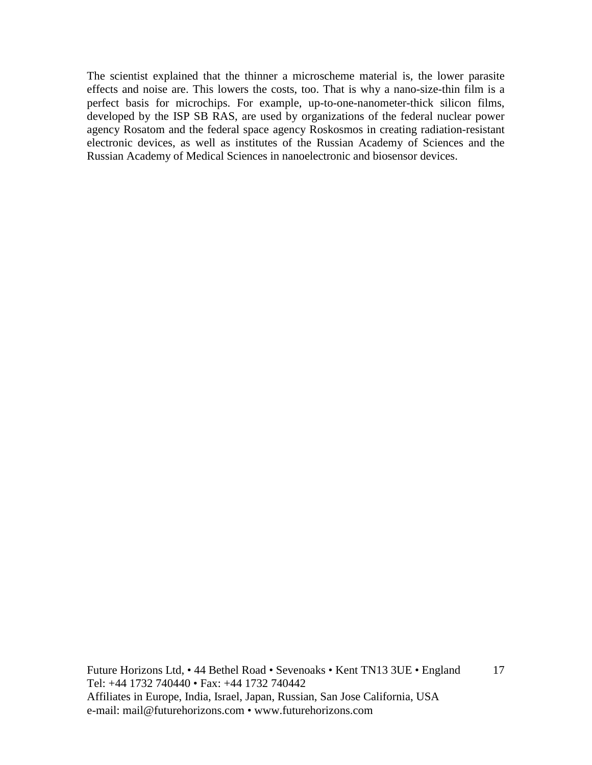The scientist explained that the thinner a microscheme material is, the lower parasite effects and noise are. This lowers the costs, too. That is why a nano-size-thin film is a perfect basis for microchips. For example, up-to-one-nanometer-thick silicon films, developed by the ISP SB RAS, are used by organizations of the federal nuclear power agency Rosatom and the federal space agency Roskosmos in creating radiation-resistant electronic devices, as well as institutes of the Russian Academy of Sciences and the Russian Academy of Medical Sciences in nanoelectronic and biosensor devices.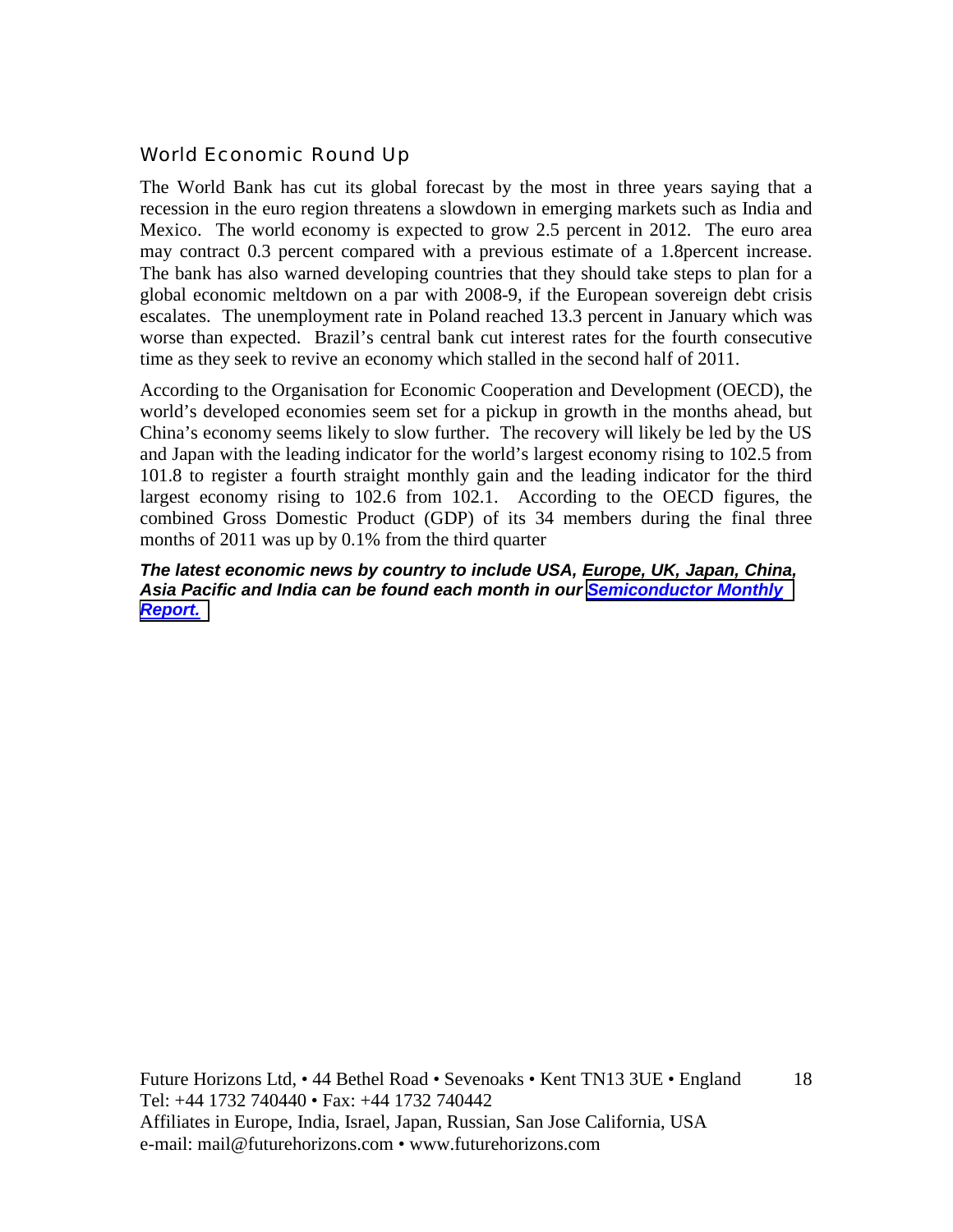## World Economic Round Up

The World Bank has cut its global forecast by the most in three years saying that a recession in the euro region threatens a slowdown in emerging markets such as India and Mexico. The world economy is expected to grow 2.5 percent in 2012. The euro area may contract 0.3 percent compared with a previous estimate of a 1.8percent increase. The bank has also warned developing countries that they should take steps to plan for a global economic meltdown on a par with 2008-9, if the European sovereign debt crisis escalates. The unemployment rate in Poland reached 13.3 percent in January which was worse than expected. Brazil's central bank cut interest rates for the fourth consecutive time as they seek to revive an economy which stalled in the second half of 2011.

According to the Organisation for Economic Cooperation and Development (OECD), the world's developed economies seem set for a pickup in growth in the months ahead, but China's economy seems likely to slow further. The recovery will likely be led by the US and Japan with the leading indicator for the world's largest economy rising to 102.5 from 101.8 to register a fourth straight monthly gain and the leading indicator for the third largest economy rising to 102.6 from 102.1. According to the OECD figures, the combined Gross Domestic Product (GDP) of its 34 members during the final three months of 2011 was up by 0.1% from the third quarter

***The latest economic news by country to include USA, Europe, UK, Japan, China, Asia Pacific and India can be found each month in our Semiconductor Monthly Report.***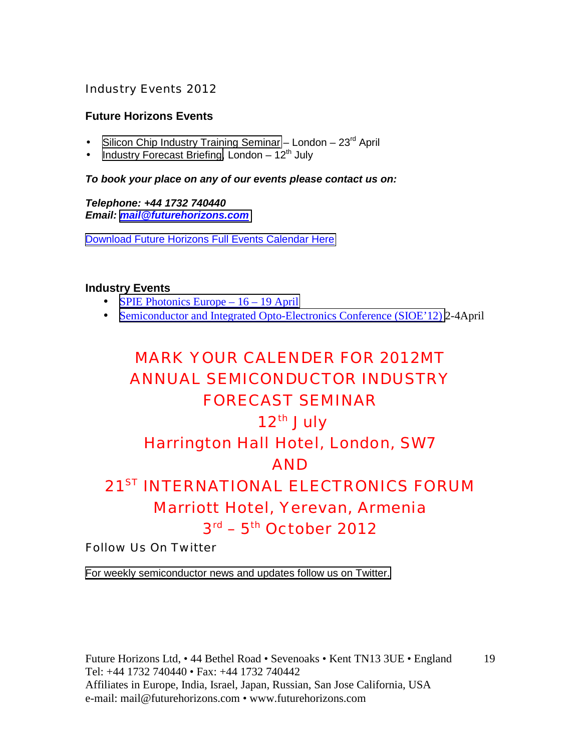## Industry Events 2012

### Future Horizons Events

- Silicon Chip Industry Training Seminar – London – 23rd April
- Industry Forecast Briefing, London – 12th July

***To book your place on any of our events please contact us on:***

***Telephone: +44 1732 740440***
***Email: mail@futurehorizons.com***

Download Future Horizons Full Events Calendar Here

### Industry Events

- SPIE Photonics Europe – 16 – 19 April
- Semiconductor and Integrated Opto-Electronics Conference (SIOE'12) 2-4April

**MARK YOUR CALENDER FOR 2012MT ANNUAL SEMICONDUCTOR INDUSTRY FORECAST SEMINAR**

**12th July**

**Harrington Hall Hotel, London, SW7**

**AND**

**21ST INTERNATIONAL ELECTRONICS FORUM**

**Marriott Hotel, Yerevan, Armenia**

**3rd – 5th October 2012**

## Follow Us On Twitter

For weekly semiconductor news and updates follow us on Twitter.

Future Horizons Ltd, • 44 Bethel Road • Sevenoaks • Kent TN13 3UE • England
Tel: +44 1732 740440 • Fax: +44 1732 740442
Affiliates in Europe, India, Israel, Japan, Russian, San Jose California, USA
e-mail: mail@futurehorizons.com • www.futurehorizons.com